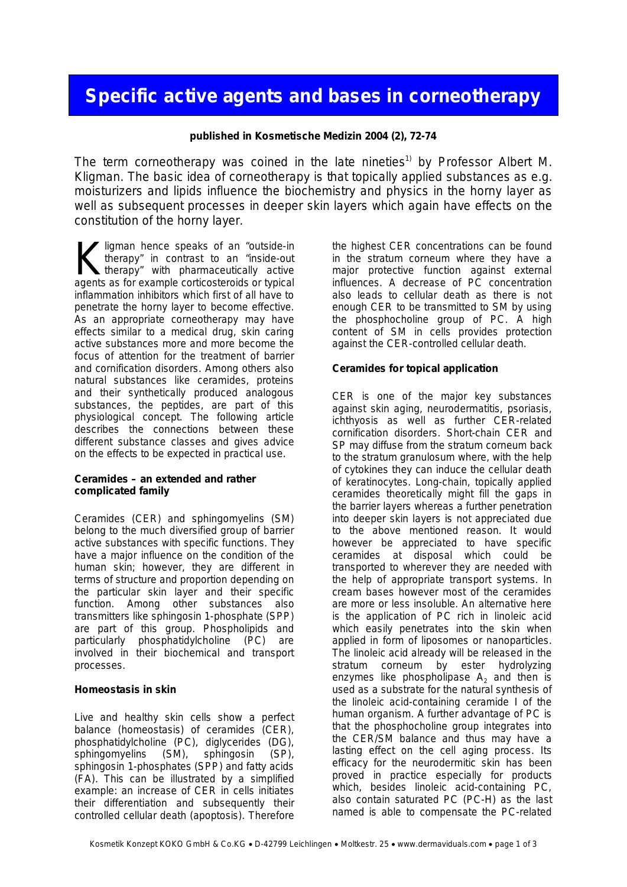# Specific active agents and bases in corneotherapy

**published in Kosmetische Medizin 2004 (2), 72-74**

The term corneotherapy was coined in the late nineties[1] by Professor Albert M. Kligman. The basic idea of corneotherapy is that topically applied substances as e.g. moisturizers and lipids influence the biochemistry and physics in the horny layer as well as subsequent processes in deeper skin layers which again have effects on the constitution of the horny layer.

Kligman hence speaks of an "outside-in therapy" in contrast to an "inside-out therapy" with pharmaceutically active agents as for example corticosteroids or typical inflammation inhibitors which first of all have to penetrate the horny layer to become effective. As an appropriate corneotherapy may have effects similar to a medical drug, skin caring active substances more and more become the focus of attention for the treatment of barrier and cornification disorders. Among others also natural substances like ceramides, proteins and their synthetically produced analogous substances, the peptides, are part of this physiological concept. The following article describes the connections between these different substance classes and gives advice on the effects to be expected in practical use.

**Ceramides – an extended and rather complicated family**

Ceramides (CER) and sphingomyelins (SM) belong to the much diversified group of barrier active substances with specific functions. They have a major influence on the condition of the human skin; however, they are different in terms of structure and proportion depending on the particular skin layer and their specific function. Among other substances also transmitters like sphingosin 1-phosphate (SPP) are part of this group. Phospholipids and particularly phosphatidylcholine (PC) are involved in their biochemical and transport processes.

**Homeostasis in skin**

Live and healthy skin cells show a perfect balance (homeostasis) of ceramides (CER), phosphatidylcholine (PC), diglycerides (DG), sphingomyelins (SM), sphingosin (SP), sphingosin 1-phosphates (SPP) and fatty acids (FA). This can be illustrated by a simplified example: an increase of CER in cells initiates their differentiation and subsequently their controlled cellular death (apoptosis). Therefore the highest CER concentrations can be found in the stratum corneum where they have a major protective function against external influences. A decrease of PC concentration also leads to cellular death as there is not enough CER to be transmitted to SM by using the phosphocholine group of PC. A high content of SM in cells provides protection against the CER-controlled cellular death.

**Ceramides for topical application**

CER is one of the major key substances against skin aging, neurodermatitis, psoriasis, ichthyosis as well as further CER-related cornification disorders. Short-chain CER and SP may diffuse from the stratum corneum back to the stratum granulosum where, with the help of cytokines they can induce the cellular death of keratinocytes. Long-chain, topically applied ceramides theoretically might fill the gaps in the barrier layers whereas a further penetration into deeper skin layers is not appreciated due to the above mentioned reason. It would however be appreciated to have specific ceramides at disposal which could be transported to wherever they are needed with the help of appropriate transport systems. In cream bases however most of the ceramides are more or less insoluble. An alternative here is the application of PC rich in linoleic acid which easily penetrates into the skin when applied in form of liposomes or nanoparticles. The linoleic acid already will be released in the stratum corneum by ester hydrolyzing enzymes like phospholipase $A_2$ and then is used as a substrate for the natural synthesis of the linoleic acid-containing ceramide I of the human organism. A further advantage of PC is that the phosphocholine group integrates into the CER/SM balance and thus may have a lasting effect on the cell aging process. Its efficacy for the neurodermitic skin has been proved in practice especially for products which, besides linoleic acid-containing PC, also contain saturated PC (PC-H) as the last named is able to compensate the PC-related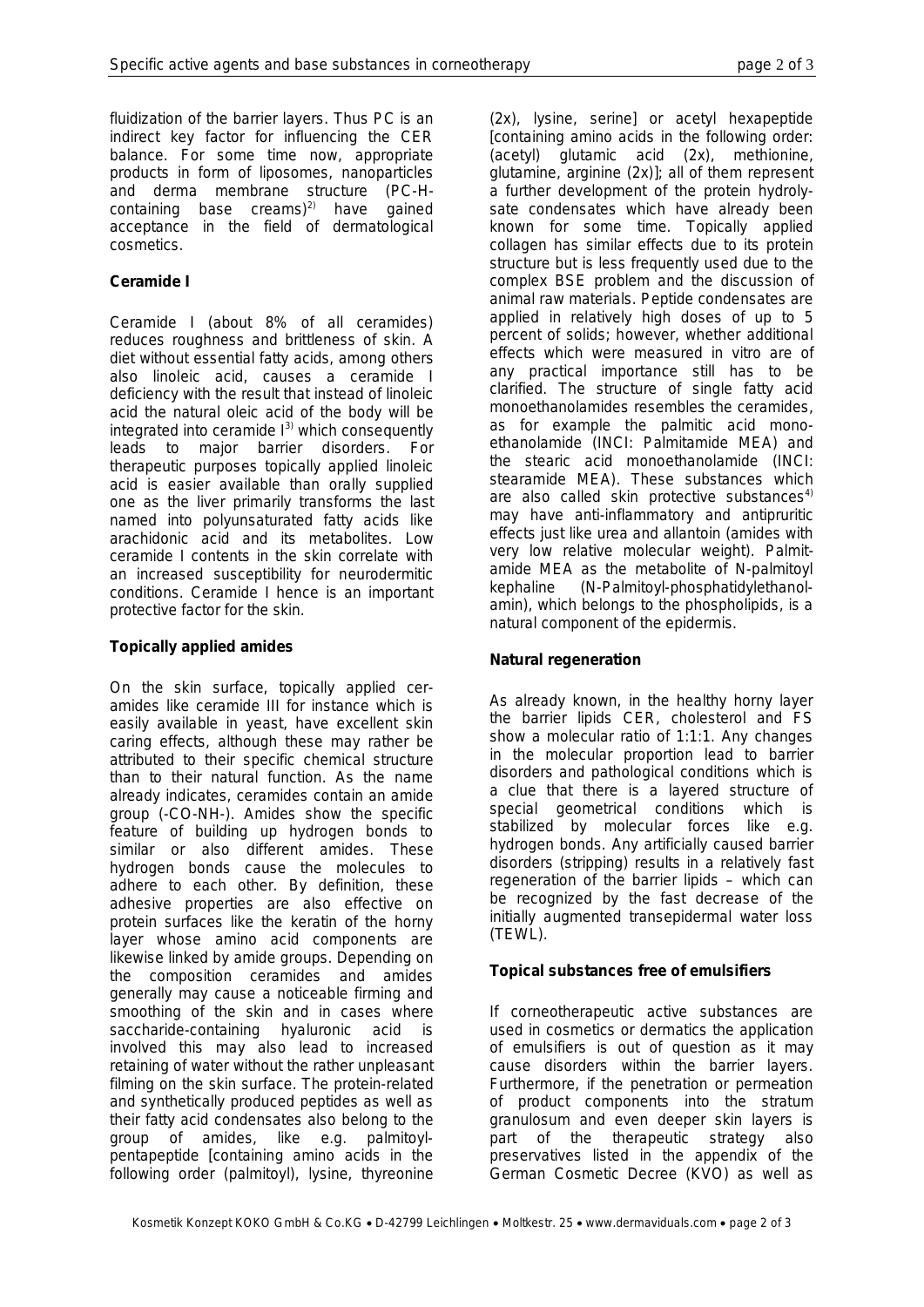fluidization of the barrier layers. Thus PC is an indirect key factor for influencing the CER balance. For some time now, appropriate products in form of liposomes, nanoparticles and derma membrane structure (PC-H-containing base creams)[2] have gained acceptance in the field of dermatological cosmetics.

**Ceramide I**

Ceramide I (about 8% of all ceramides) reduces roughness and brittleness of skin. A diet without essential fatty acids, among others also linoleic acid, causes a ceramide I deficiency with the result that instead of linoleic acid the natural oleic acid of the body will be integrated into ceramide I[3] which consequently leads to major barrier disorders. For therapeutic purposes topically applied linoleic acid is easier available than orally supplied one as the liver primarily transforms the last named into polyunsaturated fatty acids like arachidonic acid and its metabolites. Low ceramide I contents in the skin correlate with an increased susceptibility for neurodermitic conditions. Ceramide I hence is an important protective factor for the skin.

**Topically applied amides**

On the skin surface, topically applied ceramides like ceramide III for instance which is easily available in yeast, have excellent skin caring effects, although these may rather be attributed to their specific chemical structure than to their natural function. As the name already indicates, ceramides contain an amide group (-CO-NH-). Amides show the specific feature of building up hydrogen bonds to similar or also different amides. These hydrogen bonds cause the molecules to adhere to each other. By definition, these adhesive properties are also effective on protein surfaces like the keratin of the horny layer whose amino acid components are likewise linked by amide groups. Depending on the composition ceramides and amides generally may cause a noticeable firming and smoothing of the skin and in cases where saccharide-containing hyaluronic acid is involved this may also lead to increased retaining of water without the rather unpleasant filming on the skin surface. The protein-related and synthetically produced peptides as well as their fatty acid condensates also belong to the group of amides, like e.g. palmitoyl-pentapeptide [containing amino acids in the following order (palmitoyl), lysine, thyreonine (2x), lysine, serine] or acetyl hexapeptide [containing amino acids in the following order: (acetyl) glutamic acid (2x), methionine, glutamine, arginine (2x)]; all of them represent a further development of the protein hydrolysate condensates which have already been known for some time. Topically applied collagen has similar effects due to its protein structure but is less frequently used due to the complex BSE problem and the discussion of animal raw materials. Peptide condensates are applied in relatively high doses of up to 5 percent of solids; however, whether additional effects which were measured in vitro are of any practical importance still has to be clarified. The structure of single fatty acid monoethanolamides resembles the ceramides, as for example the palmitic acid monoethanolamide (INCI: Palmitamide MEA) and the stearic acid monoethanolamide (INCI: stearamide MEA). These substances which are also called skin protective substances[4] may have anti-inflammatory and antipruritic effects just like urea and allantoin (amides with very low relative molecular weight). Palmitamide MEA as the metabolite of N-palmitoyl kephaline (N-Palmitoyl-phosphatidylethanolamin), which belongs to the phospholipids, is a natural component of the epidermis.

**Natural regeneration**

As already known, in the healthy horny layer the barrier lipids CER, cholesterol and FS show a molecular ratio of 1:1:1. Any changes in the molecular proportion lead to barrier disorders and pathological conditions which is a clue that there is a layered structure of special geometrical conditions which is stabilized by molecular forces like e.g. hydrogen bonds. Any artificially caused barrier disorders (stripping) results in a relatively fast regeneration of the barrier lipids – which can be recognized by the fast decrease of the initially augmented transepidermal water loss (TEWL).

**Topical substances free of emulsifiers**

If corneotherapeutic active substances are used in cosmetics or dermatics the application of emulsifiers is out of question as it may cause disorders within the barrier layers. Furthermore, if the penetration or permeation of product components into the stratum granulosum and even deeper skin layers is part of the therapeutic strategy also preservatives listed in the appendix of the German Cosmetic Decree (KVO) as well as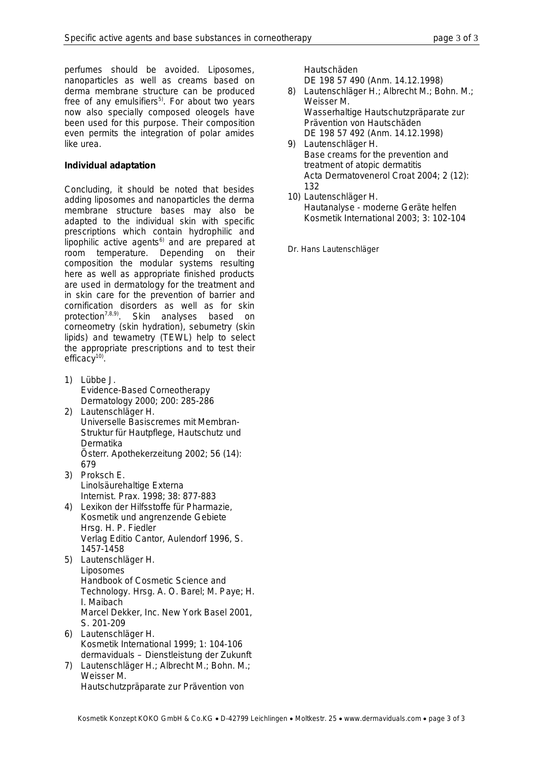perfumes should be avoided. Liposomes, nanoparticles as well as creams based on derma membrane structure can be produced free of any emulsifiers[5]. For about two years now also specially composed oleogels have been used for this purpose. Their composition even permits the integration of polar amides like urea.

**Individual adaptation**

Concluding, it should be noted that besides adding liposomes and nanoparticles the derma membrane structure bases may also be adapted to the individual skin with specific prescriptions which contain hydrophilic and lipophilic active agents[6] and are prepared at room temperature. Depending on their composition the modular systems resulting here as well as appropriate finished products are used in dermatology for the treatment and in skin care for the prevention of barrier and cornification disorders as well as for skin protection[7,8,9]. Skin analyses based on corneometry (skin hydration), sebumetry (skin lipids) and tewametry (TEWL) help to select the appropriate prescriptions and to test their efficacy[10].

1) Lübbe J.
   Evidence-Based Corneotherapy
   Dermatology 2000; 200: 285-286
2) Lautenschläger H.
   Universelle Basiscremes mit Membran-Struktur für Hautpflege, Hautschutz und Dermatika
   Österr. Apothekerzeitung 2002; 56 (14): 679
3) Proksch E.
   Linolsäurehaltige Externa
   Internist. Prax. 1998; 38: 877-883
4) Lexikon der Hilfsstoffe für Pharmazie, Kosmetik und angrenzende Gebiete
   Hrsg. H. P. Fiedler
   Verlag Editio Cantor, Aulendorf 1996, S. 1457-1458
5) Lautenschläger H.
   Liposomes
   Handbook of Cosmetic Science and Technology. Hrsg. A. O. Barel; M. Paye; H. I. Maibach
   Marcel Dekker, Inc. New York Basel 2001, S. 201-209
6) Lautenschläger H.
   Kosmetik International 1999; 1: 104-106
   dermaviduals – Dienstleistung der Zukunft
7) Lautenschläger H.; Albrecht M.; Bohn. M.; Weisser M.
   Hautschutzpräparate zur Prävention von Hautschäden
   DE 198 57 490 (Anm. 14.12.1998)
8) Lautenschläger H.; Albrecht M.; Bohn. M.; Weisser M.
   Wasserhaltige Hautschutzpräparate zur Prävention von Hautschäden
   DE 198 57 492 (Anm. 14.12.1998)
9) Lautenschläger H.
   Base creams for the prevention and treatment of atopic dermatitis
   Acta Dermatovenerol Croat 2004; 2 (12): 132
10) Lautenschläger H.
    Hautanalyse - moderne Geräte helfen
    Kosmetik International 2003; 3: 102-104

Dr. Hans Lautenschläger